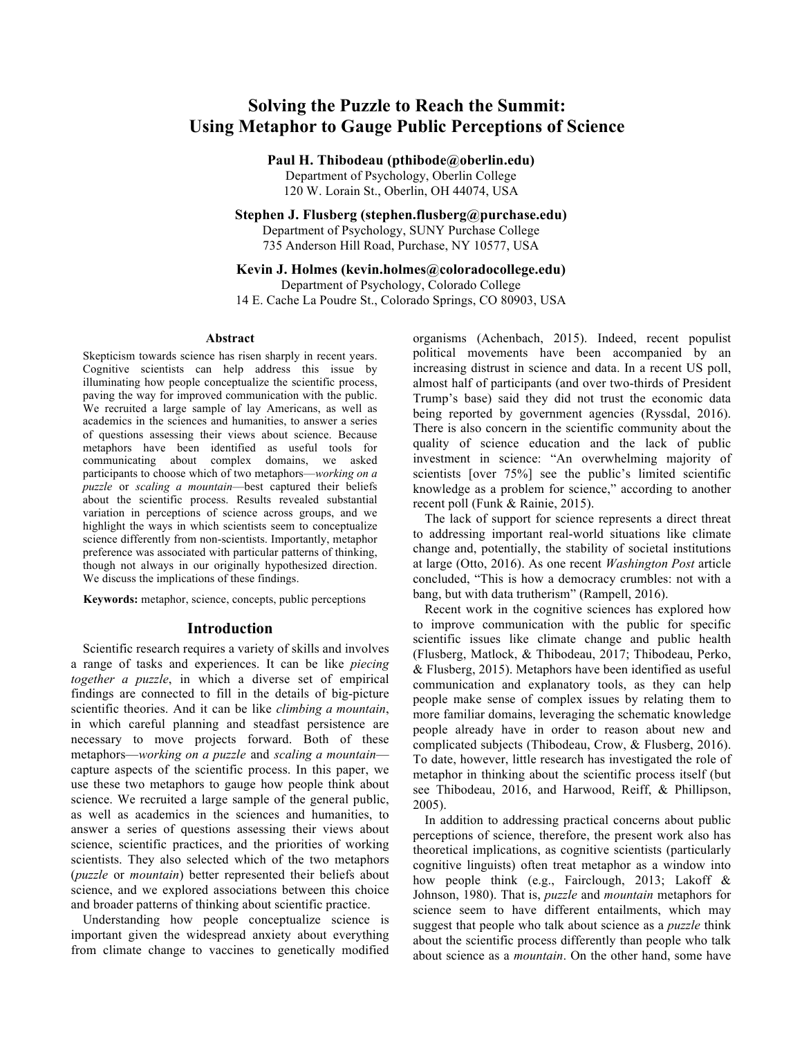# Solving the Puzzle to Reach the Summit: Using Metaphor to Gauge Public Perceptions of Science

**Paul H. Thibodeau (pthibode@oberlin.edu)**
Department of Psychology, Oberlin College
120 W. Lorain St., Oberlin, OH 44074, USA

**Stephen J. Flusberg (stephen.flusberg@purchase.edu)**
Department of Psychology, SUNY Purchase College
735 Anderson Hill Road, Purchase, NY 10577, USA

**Kevin J. Holmes (kevin.holmes@coloradocollege.edu)**
Department of Psychology, Colorado College
14 E. Cache La Poudre St., Colorado Springs, CO 80903, USA

## Abstract

Skepticism towards science has risen sharply in recent years. Cognitive scientists can help address this issue by illuminating how people conceptualize the scientific process, paving the way for improved communication with the public. We recruited a large sample of lay Americans, as well as academics in the sciences and humanities, to answer a series of questions assessing their views about science. Because metaphors have been identified as useful tools for communicating about complex domains, we asked participants to choose which of two metaphors—*working on a puzzle* or *scaling a mountain*—best captured their beliefs about the scientific process. Results revealed substantial variation in perceptions of science across groups, and we highlight the ways in which scientists seem to conceptualize science differently from non-scientists. Importantly, metaphor preference was associated with particular patterns of thinking, though not always in our originally hypothesized direction. We discuss the implications of these findings.

**Keywords:** metaphor, science, concepts, public perceptions

## Introduction

Scientific research requires a variety of skills and involves a range of tasks and experiences. It can be like *piecing together a puzzle*, in which a diverse set of empirical findings are connected to fill in the details of big-picture scientific theories. And it can be like *climbing a mountain*, in which careful planning and steadfast persistence are necessary to move projects forward. Both of these metaphors—*working on a puzzle* and *scaling a mountain*—capture aspects of the scientific process. In this paper, we use these two metaphors to gauge how people think about science. We recruited a large sample of the general public, as well as academics in the sciences and humanities, to answer a series of questions assessing their views about science, scientific practices, and the priorities of working scientists. They also selected which of the two metaphors (*puzzle* or *mountain*) better represented their beliefs about science, and we explored associations between this choice and broader patterns of thinking about scientific practice.

Understanding how people conceptualize science is important given the widespread anxiety about everything from climate change to vaccines to genetically modified organisms (Achenbach, 2015). Indeed, recent populist political movements have been accompanied by an increasing distrust in science and data. In a recent US poll, almost half of participants (and over two-thirds of President Trump's base) said they did not trust the economic data being reported by government agencies (Ryssdal, 2016). There is also concern in the scientific community about the quality of science education and the lack of public investment in science: "An overwhelming majority of scientists [over 75%] see the public's limited scientific knowledge as a problem for science," according to another recent poll (Funk & Rainie, 2015).

The lack of support for science represents a direct threat to addressing important real-world situations like climate change and, potentially, the stability of societal institutions at large (Otto, 2016). As one recent *Washington Post* article concluded, "This is how a democracy crumbles: not with a bang, but with data trutherism" (Rampell, 2016).

Recent work in the cognitive sciences has explored how to improve communication with the public for specific scientific issues like climate change and public health (Flusberg, Matlock, & Thibodeau, 2017; Thibodeau, Perko, & Flusberg, 2015). Metaphors have been identified as useful communication and explanatory tools, as they can help people make sense of complex issues by relating them to more familiar domains, leveraging the schematic knowledge people already have in order to reason about new and complicated subjects (Thibodeau, Crow, & Flusberg, 2016). To date, however, little research has investigated the role of metaphor in thinking about the scientific process itself (but see Thibodeau, 2016, and Harwood, Reiff, & Phillipson, 2005).

In addition to addressing practical concerns about public perceptions of science, therefore, the present work also has theoretical implications, as cognitive scientists (particularly cognitive linguists) often treat metaphor as a window into how people think (e.g., Fairclough, 2013; Lakoff & Johnson, 1980). That is, *puzzle* and *mountain* metaphors for science seem to have different entailments, which may suggest that people who talk about science as a *puzzle* think about the scientific process differently than people who talk about science as a *mountain*. On the other hand, some have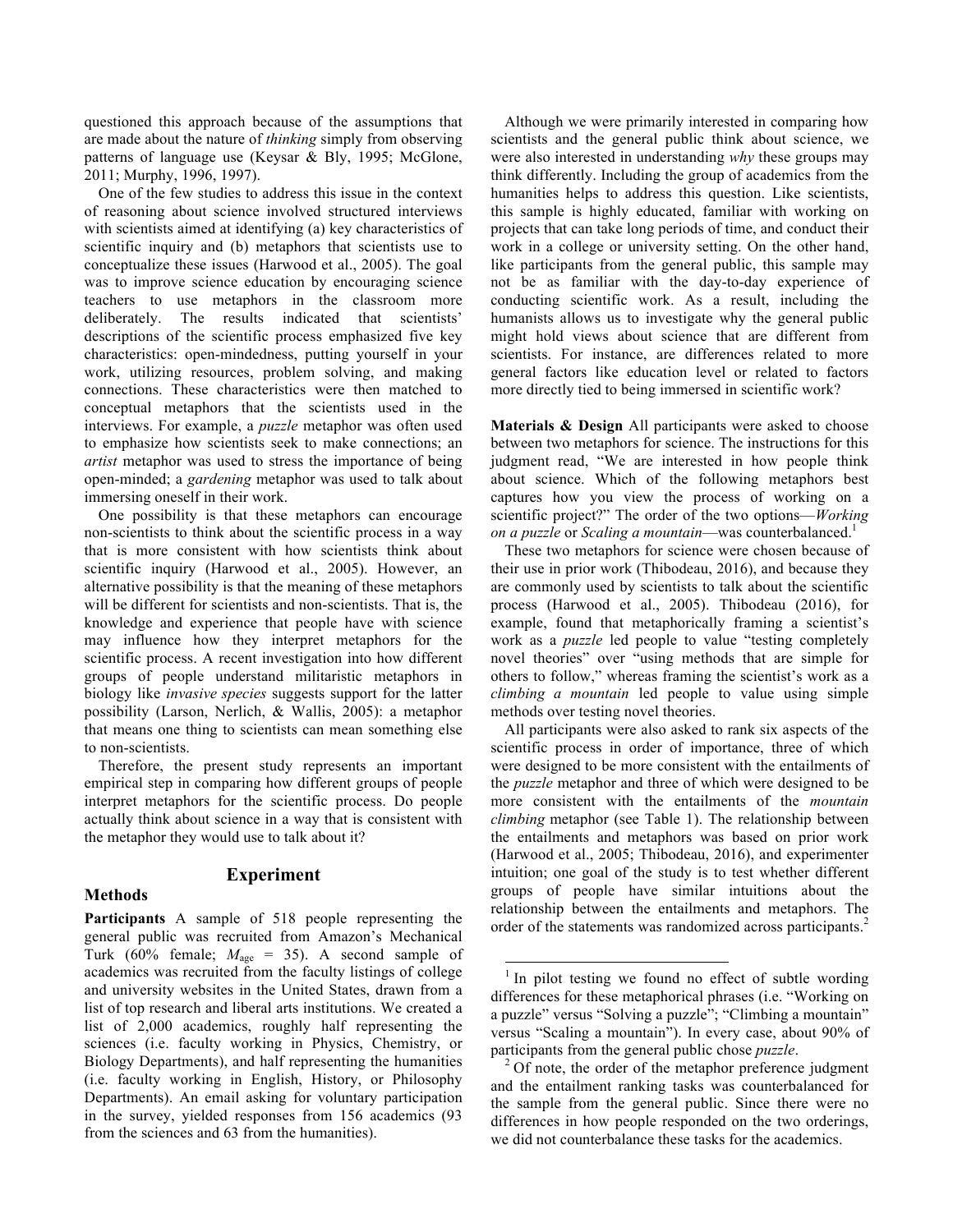questioned this approach because of the assumptions that are made about the nature of *thinking* simply from observing patterns of language use (Keysar & Bly, 1995; McGlone, 2011; Murphy, 1996, 1997).

One of the few studies to address this issue in the context of reasoning about science involved structured interviews with scientists aimed at identifying (a) key characteristics of scientific inquiry and (b) metaphors that scientists use to conceptualize these issues (Harwood et al., 2005). The goal was to improve science education by encouraging science teachers to use metaphors in the classroom more deliberately. The results indicated that scientists' descriptions of the scientific process emphasized five key characteristics: open-mindedness, putting yourself in your work, utilizing resources, problem solving, and making connections. These characteristics were then matched to conceptual metaphors that the scientists used in the interviews. For example, a *puzzle* metaphor was often used to emphasize how scientists seek to make connections; an *artist* metaphor was used to stress the importance of being open-minded; a *gardening* metaphor was used to talk about immersing oneself in their work.

One possibility is that these metaphors can encourage non-scientists to think about the scientific process in a way that is more consistent with how scientists think about scientific inquiry (Harwood et al., 2005). However, an alternative possibility is that the meaning of these metaphors will be different for scientists and non-scientists. That is, the knowledge and experience that people have with science may influence how they interpret metaphors for the scientific process. A recent investigation into how different groups of people understand militaristic metaphors in biology like *invasive species* suggests support for the latter possibility (Larson, Nerlich, & Wallis, 2005): a metaphor that means one thing to scientists can mean something else to non-scientists.

Therefore, the present study represents an important empirical step in comparing how different groups of people interpret metaphors for the scientific process. Do people actually think about science in a way that is consistent with the metaphor they would use to talk about it?

## Experiment

### Methods

**Participants** A sample of 518 people representing the general public was recruited from Amazon's Mechanical Turk (60% female; $M_{\text{age}}$ = 35). A second sample of academics was recruited from the faculty listings of college and university websites in the United States, drawn from a list of top research and liberal arts institutions. We created a list of 2,000 academics, roughly half representing the sciences (i.e. faculty working in Physics, Chemistry, or Biology Departments), and half representing the humanities (i.e. faculty working in English, History, or Philosophy Departments). An email asking for voluntary participation in the survey, yielded responses from 156 academics (93 from the sciences and 63 from the humanities).

Although we were primarily interested in comparing how scientists and the general public think about science, we were also interested in understanding *why* these groups may think differently. Including the group of academics from the humanities helps to address this question. Like scientists, this sample is highly educated, familiar with working on projects that can take long periods of time, and conduct their work in a college or university setting. On the other hand, like participants from the general public, this sample may not be as familiar with the day-to-day experience of conducting scientific work. As a result, including the humanists allows us to investigate why the general public might hold views about science that are different from scientists. For instance, are differences related to more general factors like education level or related to factors more directly tied to being immersed in scientific work?

**Materials & Design** All participants were asked to choose between two metaphors for science. The instructions for this judgment read, "We are interested in how people think about science. Which of the following metaphors best captures how you view the process of working on a scientific project?" The order of the two options—*Working on a puzzle* or *Scaling a mountain*—was counterbalanced.[1]

These two metaphors for science were chosen because of their use in prior work (Thibodeau, 2016), and because they are commonly used by scientists to talk about the scientific process (Harwood et al., 2005). Thibodeau (2016), for example, found that metaphorically framing a scientist's work as a *puzzle* led people to value "testing completely novel theories" over "using methods that are simple for others to follow," whereas framing the scientist's work as a *climbing a mountain* led people to value using simple methods over testing novel theories.

All participants were also asked to rank six aspects of the scientific process in order of importance, three of which were designed to be more consistent with the entailments of the *puzzle* metaphor and three of which were designed to be more consistent with the entailments of the *mountain climbing* metaphor (see Table 1). The relationship between the entailments and metaphors was based on prior work (Harwood et al., 2005; Thibodeau, 2016), and experimenter intuition; one goal of the study is to test whether different groups of people have similar intuitions about the relationship between the entailments and metaphors. The order of the statements was randomized across participants.[2]

---

[1] In pilot testing we found no effect of subtle wording differences for these metaphorical phrases (i.e. "Working on a puzzle" versus "Solving a puzzle"; "Climbing a mountain" versus "Scaling a mountain"). In every case, about 90% of participants from the general public chose *puzzle*.

[2] Of note, the order of the metaphor preference judgment and the entailment ranking tasks was counterbalanced for the sample from the general public. Since there were no differences in how people responded on the two orderings, we did not counterbalance these tasks for the academics.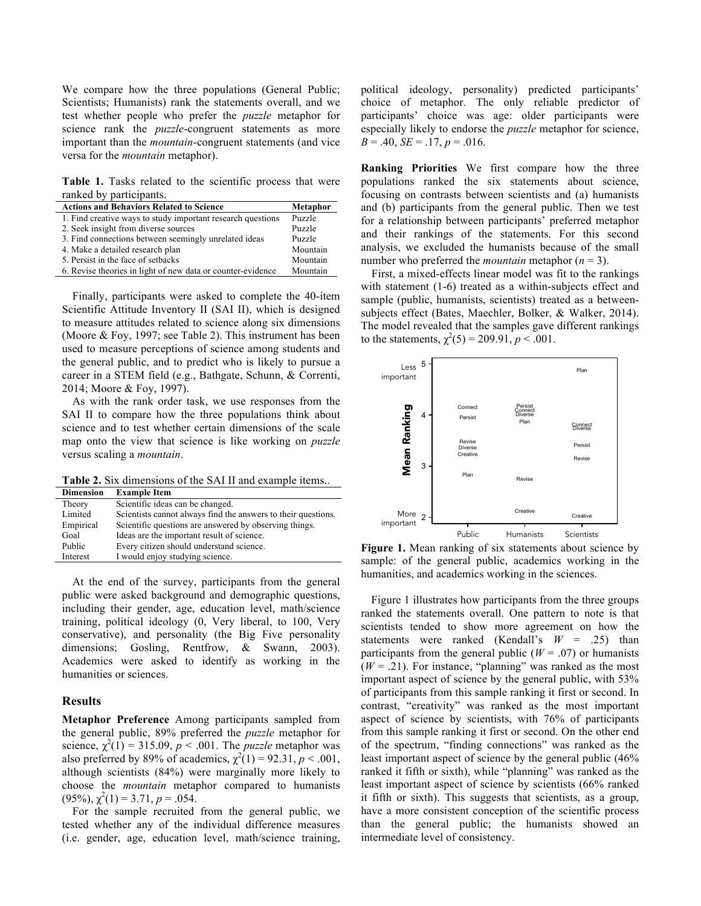We compare how the three populations (General Public; Scientists; Humanists) rank the statements overall, and we test whether people who prefer the *puzzle* metaphor for science rank the *puzzle*-congruent statements as more important than the *mountain*-congruent statements (and vice versa for the *mountain* metaphor).

**Table 1.** Tasks related to the scientific process that were ranked by participants.

| Actions and Behaviors Related to Science | Metaphor |
|---|---|
| 1. Find creative ways to study important research questions | Puzzle |
| 2. Seek insight from diverse sources | Puzzle |
| 3. Find connections between seemingly unrelated ideas | Puzzle |
| 4. Make a detailed research plan | Mountain |
| 5. Persist in the face of setbacks | Mountain |
| 6. Revise theories in light of new data or counter-evidence | Mountain |

Finally, participants were asked to complete the 40-item Scientific Attitude Inventory II (SAI II), which is designed to measure attitudes related to science along six dimensions (Moore & Foy, 1997; see Table 2). This instrument has been used to measure perceptions of science among students and the general public, and to predict who is likely to pursue a career in a STEM field (e.g., Bathgate, Schunn, & Correnti, 2014; Moore & Foy, 1997).

As with the rank order task, we use responses from the SAI II to compare how the three populations think about science and to test whether certain dimensions of the scale map onto the view that science is like working on *puzzle* versus scaling a *mountain*.

**Table 2.** Six dimensions of the SAI II and example items..

| Dimension | Example Item |
|---|---|
| Theory | Scientific ideas can be changed. |
| Limited | Scientists cannot always find the answers to their questions. |
| Empirical | Scientific questions are answered by observing things. |
| Goal | Ideas are the important result of science. |
| Public | Every citizen should understand science. |
| Interest | I would enjoy studying science. |

At the end of the survey, participants from the general public were asked background and demographic questions, including their gender, age, education level, math/science training, political ideology (0, Very liberal, to 100, Very conservative), and personality (the Big Five personality dimensions; Gosling, Rentfrow, & Swann, 2003). Academics were asked to identify as working in the humanities or sciences.

## Results

**Metaphor Preference** Among participants sampled from the general public, 89% preferred the *puzzle* metaphor for science, $\chi^2(1) = 315.09$, $p < .001$. The *puzzle* metaphor was also preferred by 89% of academics, $\chi^2(1) = 92.31$, $p < .001$, although scientists (84%) were marginally more likely to choose the *mountain* metaphor compared to humanists (95%), $\chi^2(1) = 3.71$, $p = .054$.

For the sample recruited from the general public, we tested whether any of the individual difference measures (i.e. gender, age, education level, math/science training, political ideology, personality) predicted participants' choice of metaphor. The only reliable predictor of participants' choice was age: older participants were especially likely to endorse the *puzzle* metaphor for science, $B = .40$, $SE = .17$, $p = .016$.

**Ranking Priorities** We first compare how the three populations ranked the six statements about science, focusing on contrasts between scientists and (a) humanists and (b) participants from the general public. Then we test for a relationship between participants' preferred metaphor and their rankings of the statements. For this second analysis, we excluded the humanists because of the small number who preferred the *mountain* metaphor ($n = 3$).

First, a mixed-effects linear model was fit to the rankings with statement (1-6) treated as a within-subjects effect and sample (public, humanists, scientists) treated as a between-subjects effect (Bates, Maechler, Bolker, & Walker, 2014). The model revealed that the samples gave different rankings to the statements, $\chi^2(5) = 209.91$, $p < .001$.

**Figure 1.** Mean ranking of six statements about science by sample: of the general public, academics working in the humanities, and academics working in the sciences.

Figure 1 illustrates how participants from the three groups ranked the statements overall. One pattern to note is that scientists tended to show more agreement on how the statements were ranked (Kendall's $W = .25$) than participants from the general public ($W = .07$) or humanists ($W = .21$). For instance, "planning" was ranked as the most important aspect of science by the general public, with 53% of participants from this sample ranking it first or second. In contrast, "creativity" was ranked as the most important aspect of science by scientists, with 76% of participants from this sample ranking it first or second. On the other end of the spectrum, "finding connections" was ranked as the least important aspect of science by the general public (46% ranked it fifth or sixth), while "planning" was ranked as the least important aspect of science by scientists (66% ranked it fifth or sixth). This suggests that scientists, as a group, have a more consistent conception of the scientific process than the general public; the humanists showed an intermediate level of consistency.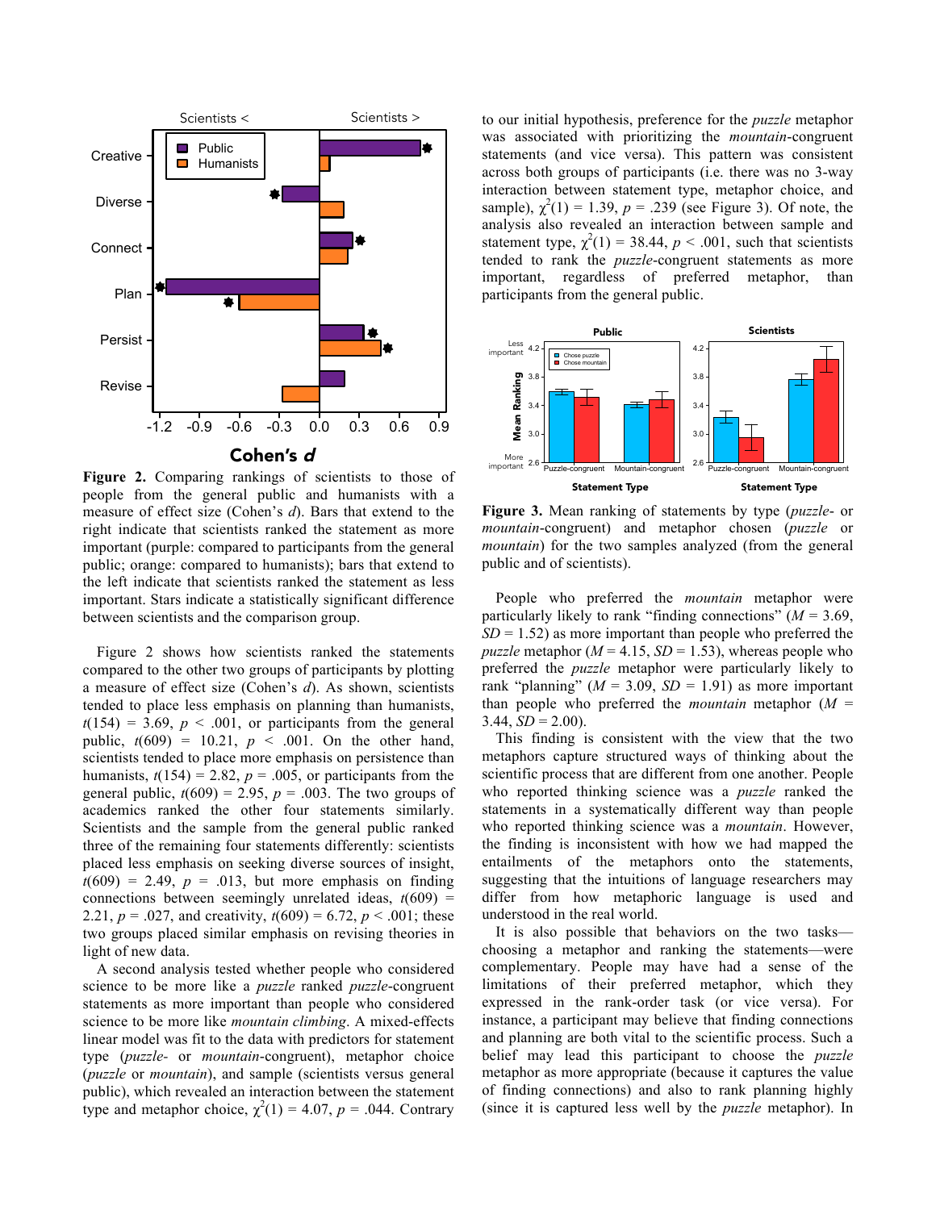**Figure 2.** Comparing rankings of scientists to those of people from the general public and humanists with a measure of effect size (Cohen's *d*). Bars that extend to the right indicate that scientists ranked the statement as more important (purple: compared to participants from the general public; orange: compared to humanists); bars that extend to the left indicate that scientists ranked the statement as less important. Stars indicate a statistically significant difference between scientists and the comparison group.

Figure 2 shows how scientists ranked the statements compared to the other two groups of participants by plotting a measure of effect size (Cohen's *d*). As shown, scientists tended to place less emphasis on planning than humanists, $t(154) = 3.69$, $p < .001$, or participants from the general public, $t(609) = 10.21$, $p < .001$. On the other hand, scientists tended to place more emphasis on persistence than humanists, $t(154) = 2.82$, $p = .005$, or participants from the general public, $t(609) = 2.95$, $p = .003$. The two groups of academics ranked the other four statements similarly. Scientists and the sample from the general public ranked three of the remaining four statements differently: scientists placed less emphasis on seeking diverse sources of insight, $t(609) = 2.49$, $p = .013$, but more emphasis on finding connections between seemingly unrelated ideas, $t(609) = 2.21$, $p = .027$, and creativity, $t(609) = 6.72$, $p < .001$; these two groups placed similar emphasis on revising theories in light of new data.

A second analysis tested whether people who considered science to be more like a *puzzle* ranked *puzzle*-congruent statements as more important than people who considered science to be more like *mountain climbing*. A mixed-effects linear model was fit to the data with predictors for statement type (*puzzle*- or *mountain*-congruent), metaphor choice (*puzzle* or *mountain*), and sample (scientists versus general public), which revealed an interaction between the statement type and metaphor choice, $\chi^2(1) = 4.07$, $p = .044$. Contrary to our initial hypothesis, preference for the *puzzle* metaphor was associated with prioritizing the *mountain*-congruent statements (and vice versa). This pattern was consistent across both groups of participants (i.e. there was no 3-way interaction between statement type, metaphor choice, and sample), $\chi^2(1) = 1.39$, $p = .239$ (see Figure 3). Of note, the analysis also revealed an interaction between sample and statement type, $\chi^2(1) = 38.44$, $p < .001$, such that scientists tended to rank the *puzzle*-congruent statements as more important, regardless of preferred metaphor, than participants from the general public.

**Figure 3.** Mean ranking of statements by type (*puzzle*- or *mountain*-congruent) and metaphor chosen (*puzzle* or *mountain*) for the two samples analyzed (from the general public and of scientists).

People who preferred the *mountain* metaphor were particularly likely to rank "finding connections" ($M = 3.69$, $SD = 1.52$) as more important than people who preferred the *puzzle* metaphor ($M = 4.15$, $SD = 1.53$), whereas people who preferred the *puzzle* metaphor were particularly likely to rank "planning" ($M = 3.09$, $SD = 1.91$) as more important than people who preferred the *mountain* metaphor ($M = 3.44$, $SD = 2.00$).

This finding is consistent with the view that the two metaphors capture structured ways of thinking about the scientific process that are different from one another. People who reported thinking science was a *puzzle* ranked the statements in a systematically different way than people who reported thinking science was a *mountain*. However, the finding is inconsistent with how we had mapped the entailments of the metaphors onto the statements, suggesting that the intuitions of language researchers may differ from how metaphoric language is used and understood in the real world.

It is also possible that behaviors on the two tasks—choosing a metaphor and ranking the statements—were complementary. People may have had a sense of the limitations of their preferred metaphor, which they expressed in the rank-order task (or vice versa). For instance, a participant may believe that finding connections and planning are both vital to the scientific process. Such a belief may lead this participant to choose the *puzzle* metaphor as more appropriate (because it captures the value of finding connections) and also to rank planning highly (since it is captured less well by the *puzzle* metaphor). In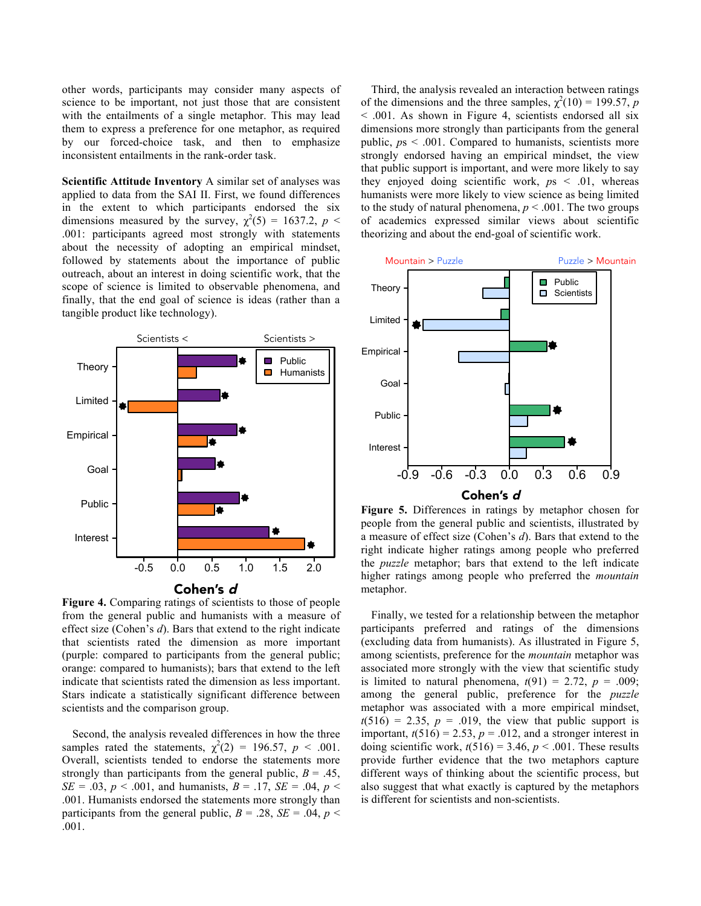other words, participants may consider many aspects of science to be important, not just those that are consistent with the entailments of a single metaphor. This may lead them to express a preference for one metaphor, as required by our forced-choice task, and then to emphasize inconsistent entailments in the rank-order task.

**Scientific Attitude Inventory** A similar set of analyses was applied to data from the SAI II. First, we found differences in the extent to which participants endorsed the six dimensions measured by the survey, $\chi^2(5) = 1637.2$, $p < .001$: participants agreed most strongly with statements about the necessity of adopting an empirical mindset, followed by statements about the importance of public outreach, about an interest in doing scientific work, that the scope of science is limited to observable phenomena, and finally, that the end goal of science is ideas (rather than a tangible product like technology).

**Figure 4.** Comparing ratings of scientists to those of people from the general public and humanists with a measure of effect size (Cohen's *d*). Bars that extend to the right indicate that scientists rated the dimension as more important (purple: compared to participants from the general public; orange: compared to humanists); bars that extend to the left indicate that scientists rated the dimension as less important. Stars indicate a statistically significant difference between scientists and the comparison group.

Second, the analysis revealed differences in how the three samples rated the statements, $\chi^2(2) = 196.57$, $p < .001$. Overall, scientists tended to endorse the statements more strongly than participants from the general public, $B = .45$, $SE = .03$, $p < .001$, and humanists, $B = .17$, $SE = .04$, $p < .001$. Humanists endorsed the statements more strongly than participants from the general public, $B = .28$, $SE = .04$, $p < .001$.

Third, the analysis revealed an interaction between ratings of the dimensions and the three samples, $\chi^2(10) = 199.57$, $p < .001$. As shown in Figure 4, scientists endorsed all six dimensions more strongly than participants from the general public, *ps* $< .001$. Compared to humanists, scientists more strongly endorsed having an empirical mindset, the view that public support is important, and were more likely to say they enjoyed doing scientific work, *ps* $< .01$, whereas humanists were more likely to view science as being limited to the study of natural phenomena, $p < .001$. The two groups of academics expressed similar views about scientific theorizing and about the end-goal of scientific work.

**Figure 5.** Differences in ratings by metaphor chosen for people from the general public and scientists, illustrated by a measure of effect size (Cohen's *d*). Bars that extend to the right indicate higher ratings among people who preferred the *puzzle* metaphor; bars that extend to the left indicate higher ratings among people who preferred the *mountain* metaphor.

Finally, we tested for a relationship between the metaphor participants preferred and ratings of the dimensions (excluding data from humanists). As illustrated in Figure 5, among scientists, preference for the *mountain* metaphor was associated more strongly with the view that scientific study is limited to natural phenomena, $t(91) = 2.72$, $p = .009$; among the general public, preference for the *puzzle* metaphor was associated with a more empirical mindset, $t(516) = 2.35$, $p = .019$, the view that public support is important, $t(516) = 2.53$, $p = .012$, and a stronger interest in doing scientific work, $t(516) = 3.46$, $p < .001$. These results provide further evidence that the two metaphors capture different ways of thinking about the scientific process, but also suggest that what exactly is captured by the metaphors is different for scientists and non-scientists.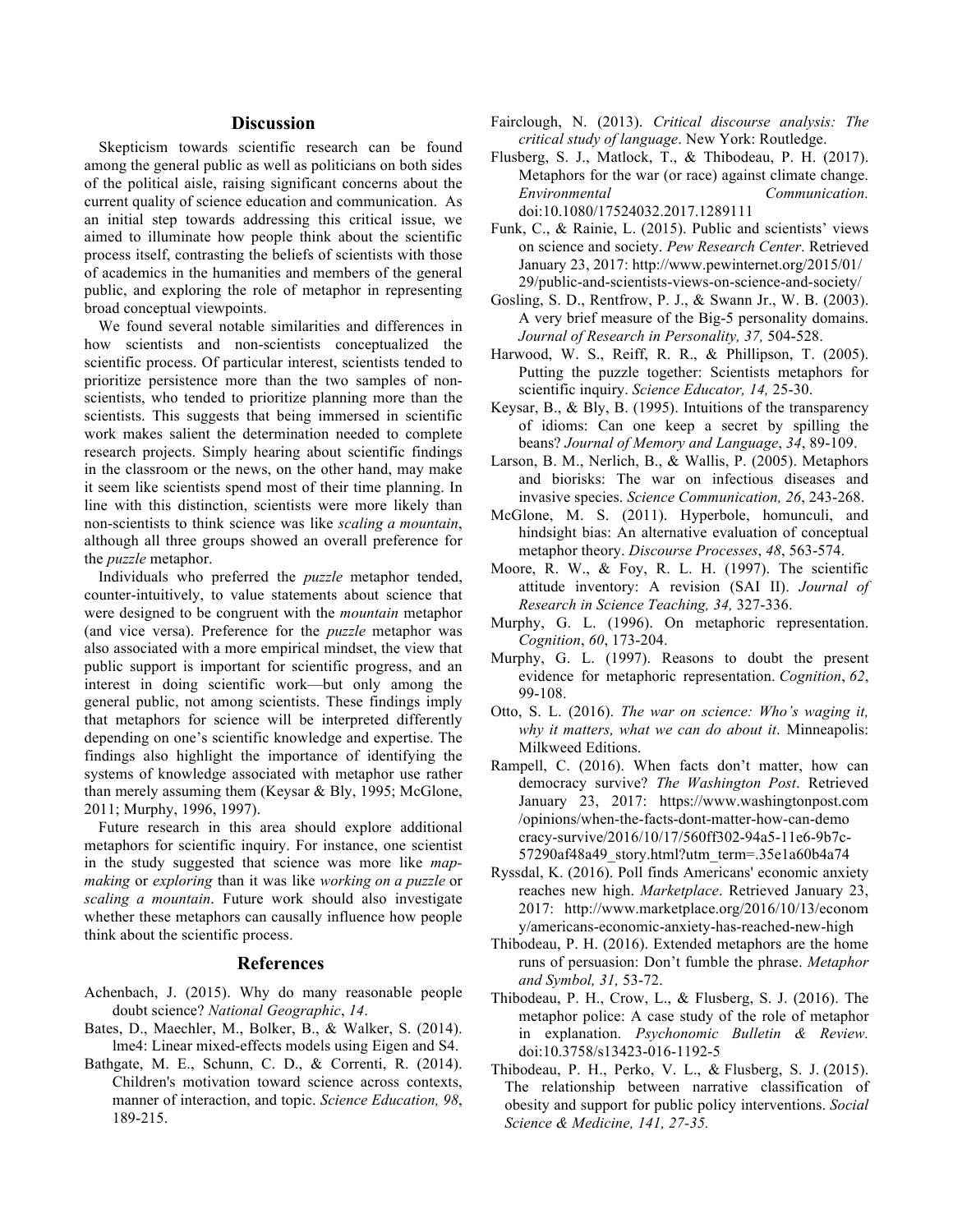## Discussion

Skepticism towards scientific research can be found among the general public as well as politicians on both sides of the political aisle, raising significant concerns about the current quality of science education and communication. As an initial step towards addressing this critical issue, we aimed to illuminate how people think about the scientific process itself, contrasting the beliefs of scientists with those of academics in the humanities and members of the general public, and exploring the role of metaphor in representing broad conceptual viewpoints.

We found several notable similarities and differences in how scientists and non-scientists conceptualized the scientific process. Of particular interest, scientists tended to prioritize persistence more than the two samples of non-scientists, who tended to prioritize planning more than the scientists. This suggests that being immersed in scientific work makes salient the determination needed to complete research projects. Simply hearing about scientific findings in the classroom or the news, on the other hand, may make it seem like scientists spend most of their time planning. In line with this distinction, scientists were more likely than non-scientists to think science was like *scaling a mountain*, although all three groups showed an overall preference for the *puzzle* metaphor.

Individuals who preferred the *puzzle* metaphor tended, counter-intuitively, to value statements about science that were designed to be congruent with the *mountain* metaphor (and vice versa). Preference for the *puzzle* metaphor was also associated with a more empirical mindset, the view that public support is important for scientific progress, and an interest in doing scientific work—but only among the general public, not among scientists. These findings imply that metaphors for science will be interpreted differently depending on one's scientific knowledge and expertise. The findings also highlight the importance of identifying the systems of knowledge associated with metaphor use rather than merely assuming them (Keysar & Bly, 1995; McGlone, 2011; Murphy, 1996, 1997).

Future research in this area should explore additional metaphors for scientific inquiry. For instance, one scientist in the study suggested that science was more like *map-making* or *exploring* than it was like *working on a puzzle* or *scaling a mountain*. Future work should also investigate whether these metaphors can causally influence how people think about the scientific process.

## References

Achenbach, J. (2015). Why do many reasonable people doubt science? *National Geographic*, *14*.

Bates, D., Maechler, M., Bolker, B., & Walker, S. (2014). lme4: Linear mixed-effects models using Eigen and S4.

Bathgate, M. E., Schunn, C. D., & Correnti, R. (2014). Children's motivation toward science across contexts, manner of interaction, and topic. *Science Education, 98*, 189-215.

Fairclough, N. (2013). *Critical discourse analysis: The critical study of language*. New York: Routledge.

Flusberg, S. J., Matlock, T., & Thibodeau, P. H. (2017). Metaphors for the war (or race) against climate change. *Environmental Communication.* doi:10.1080/17524032.2017.1289111

Funk, C., & Rainie, L. (2015). Public and scientists' views on science and society. *Pew Research Center*. Retrieved January 23, 2017: http://www.pewinternet.org/2015/01/29/public-and-scientists-views-on-science-and-society/

Gosling, S. D., Rentfrow, P. J., & Swann Jr., W. B. (2003). A very brief measure of the Big-5 personality domains. *Journal of Research in Personality, 37,* 504-528.

Harwood, W. S., Reiff, R. R., & Phillipson, T. (2005). Putting the puzzle together: Scientists metaphors for scientific inquiry. *Science Educator, 14,* 25-30.

Keysar, B., & Bly, B. (1995). Intuitions of the transparency of idioms: Can one keep a secret by spilling the beans? *Journal of Memory and Language*, *34*, 89-109.

Larson, B. M., Nerlich, B., & Wallis, P. (2005). Metaphors and biorisks: The war on infectious diseases and invasive species. *Science Communication, 26*, 243-268.

McGlone, M. S. (2011). Hyperbole, homunculi, and hindsight bias: An alternative evaluation of conceptual metaphor theory. *Discourse Processes*, *48*, 563-574.

Moore, R. W., & Foy, R. L. H. (1997). The scientific attitude inventory: A revision (SAI II). *Journal of Research in Science Teaching, 34,* 327-336.

Murphy, G. L. (1996). On metaphoric representation. *Cognition*, *60*, 173-204.

Murphy, G. L. (1997). Reasons to doubt the present evidence for metaphoric representation. *Cognition*, *62*, 99-108.

Otto, S. L. (2016). *The war on science: Who's waging it, why it matters, what we can do about it*. Minneapolis: Milkweed Editions.

Rampell, C. (2016). When facts don't matter, how can democracy survive? *The Washington Post*. Retrieved January 23, 2017: https://www.washingtonpost.com/opinions/when-the-facts-dont-matter-how-can-democracy-survive/2016/10/17/560ff302-94a5-11e6-9b7c-57290af48a49_story.html?utm_term=.35e1a60b4a74

Ryssdal, K. (2016). Poll finds Americans' economic anxiety reaches new high. *Marketplace*. Retrieved January 23, 2017: http://www.marketplace.org/2016/10/13/economy/americans-economic-anxiety-has-reached-new-high

Thibodeau, P. H. (2016). Extended metaphors are the home runs of persuasion: Don't fumble the phrase. *Metaphor and Symbol, 31,* 53-72.

Thibodeau, P. H., Crow, L., & Flusberg, S. J. (2016). The metaphor police: A case study of the role of metaphor in explanation. *Psychonomic Bulletin & Review.* doi:10.3758/s13423-016-1192-5

Thibodeau, P. H., Perko, V. L., & Flusberg, S. J. (2015). The relationship between narrative classification of obesity and support for public policy interventions. *Social Science & Medicine, 141, 27-35.*